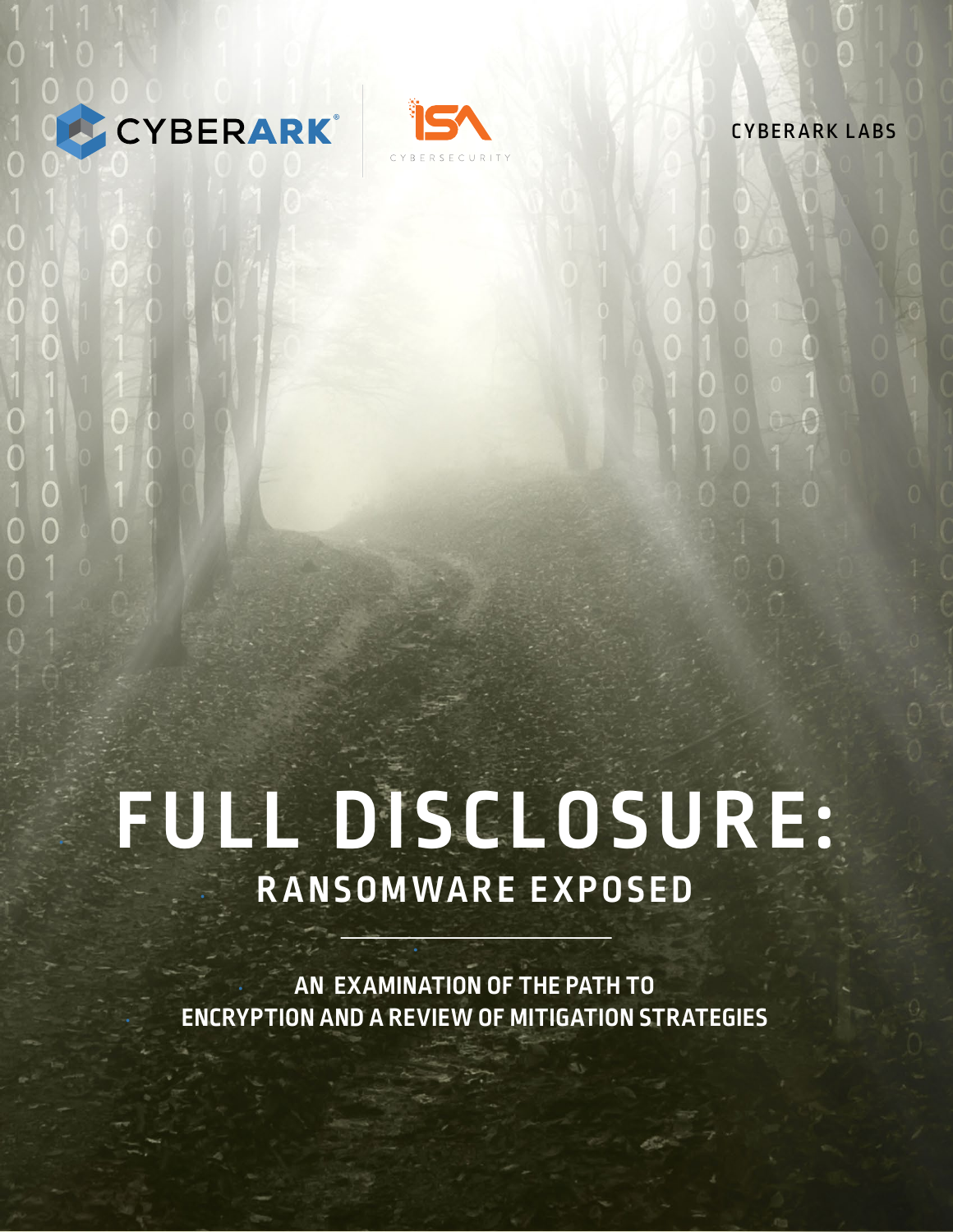CYBERARK

ISA CYBERSECURITY

CYBERARK LABS

# FULL DISCLOSURE:

## RANSOMWARE EXPOSED

**AN EXAMINATION OF THE PATH TO ENCRYPTION AND A REVIEW OF MITIGATION STRATEGIES**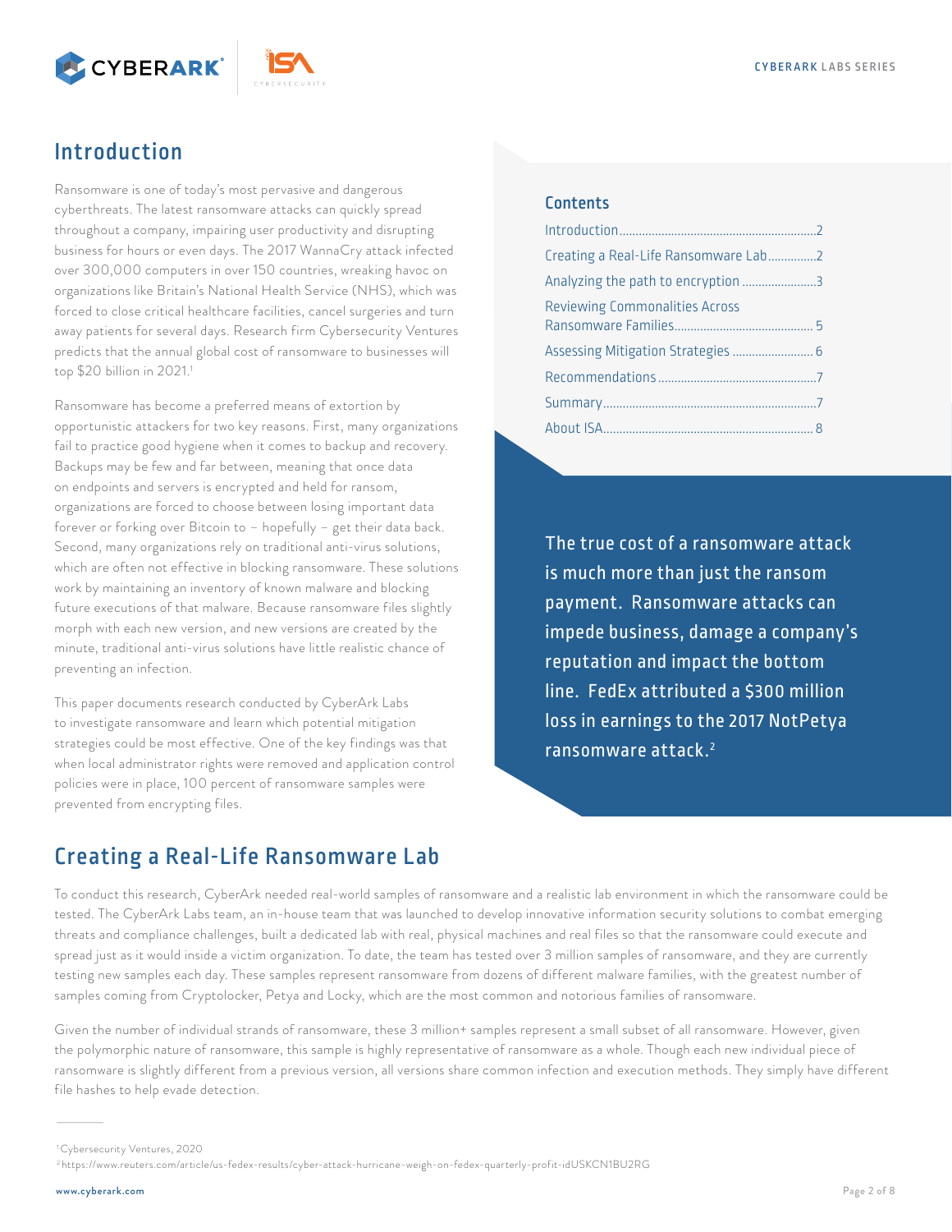## Introduction

Ransomware is one of today's most pervasive and dangerous cyberthreats. The latest ransomware attacks can quickly spread throughout a company, impairing user productivity and disrupting business for hours or even days. The 2017 WannaCry attack infected over 300,000 computers in over 150 countries, wreaking havoc on organizations like Britain's National Health Service (NHS), which was forced to close critical healthcare facilities, cancel surgeries and turn away patients for several days. Research firm Cybersecurity Ventures predicts that the annual global cost of ransomware to businesses will top $20 billion in 2021.[1]

Ransomware has become a preferred means of extortion by opportunistic attackers for two key reasons. First, many organizations fail to practice good hygiene when it comes to backup and recovery. Backups may be few and far between, meaning that once data on endpoints and servers is encrypted and held for ransom, organizations are forced to choose between losing important data forever or forking over Bitcoin to – hopefully – get their data back. Second, many organizations rely on traditional anti-virus solutions, which are often not effective in blocking ransomware. These solutions work by maintaining an inventory of known malware and blocking future executions of that malware. Because ransomware files slightly morph with each new version, and new versions are created by the minute, traditional anti-virus solutions have little realistic chance of preventing an infection.

This paper documents research conducted by CyberArk Labs to investigate ransomware and learn which potential mitigation strategies could be most effective. One of the key findings was that when local administrator rights were removed and application control policies were in place, 100 percent of ransomware samples were prevented from encrypting files.

### Contents

- Introduction ........ 2
- Creating a Real-Life Ransomware Lab ........ 2
- Analyzing the path to encryption ........ 3
- Reviewing Commonalities Across Ransomware Families ........ 5
- Assessing Mitigation Strategies ........ 6
- Recommendations ........ 7
- Summary ........ 7
- About ISA ........ 8

> The true cost of a ransomware attack is much more than just the ransom payment. Ransomware attacks can impede business, damage a company's reputation and impact the bottom line. FedEx attributed a $300 million loss in earnings to the 2017 NotPetya ransomware attack.[2]

## Creating a Real-Life Ransomware Lab

To conduct this research, CyberArk needed real-world samples of ransomware and a realistic lab environment in which the ransomware could be tested. The CyberArk Labs team, an in-house team that was launched to develop innovative information security solutions to combat emerging threats and compliance challenges, built a dedicated lab with real, physical machines and real files so that the ransomware could execute and spread just as it would inside a victim organization. To date, the team has tested over 3 million samples of ransomware, and they are currently testing new samples each day. These samples represent ransomware from dozens of different malware families, with the greatest number of samples coming from Cryptolocker, Petya and Locky, which are the most common and notorious families of ransomware.

Given the number of individual strands of ransomware, these 3 million+ samples represent a small subset of all ransomware. However, given the polymorphic nature of ransomware, this sample is highly representative of ransomware as a whole. Though each new individual piece of ransomware is slightly different from a previous version, all versions share common infection and execution methods. They simply have different file hashes to help evade detection.

---

[1] Cybersecurity Ventures, 2020

[2] https://www.reuters.com/article/us-fedex-results/cyber-attack-hurricane-weigh-on-fedex-quarterly-profit-idUSKCN1BU2RG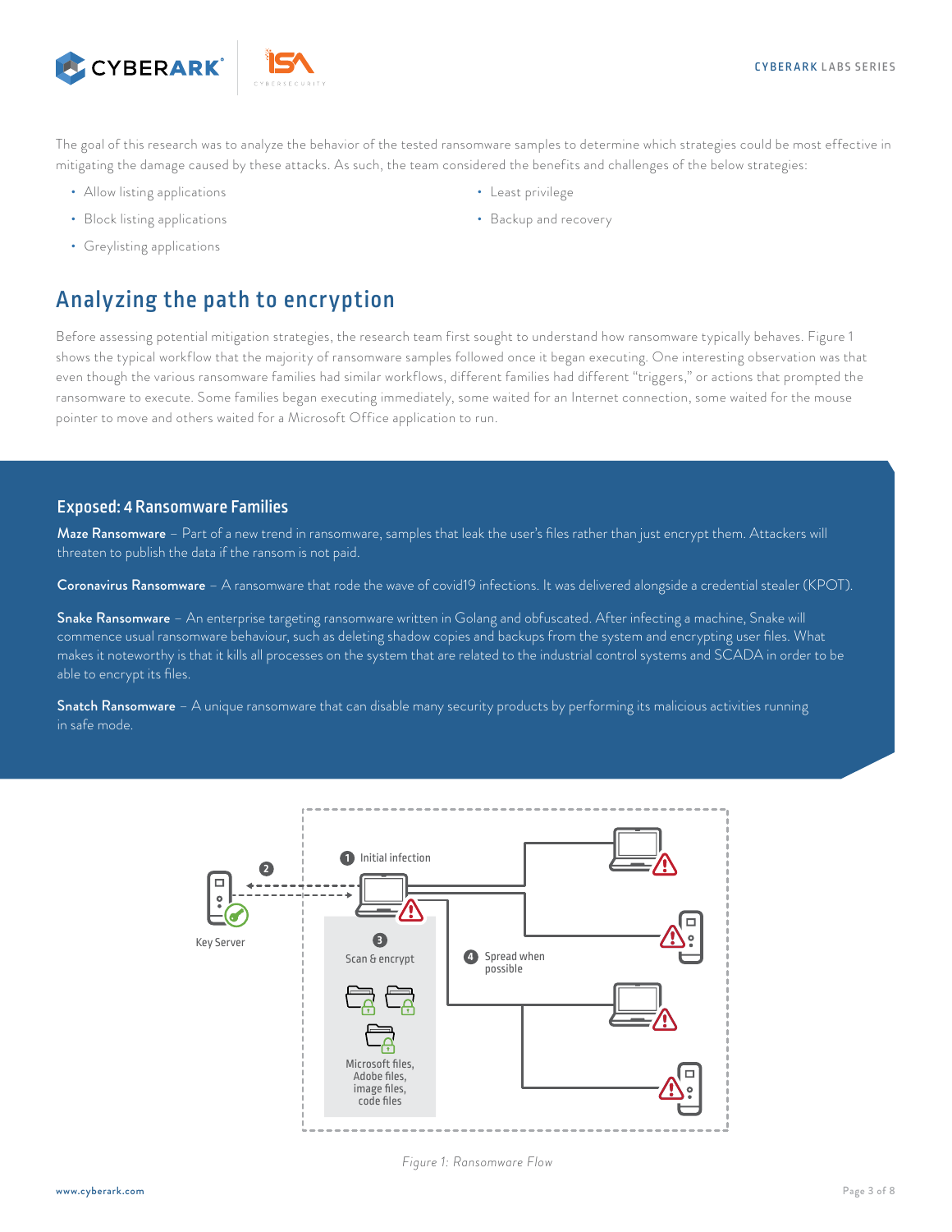The goal of this research was to analyze the behavior of the tested ransomware samples to determine which strategies could be most effective in mitigating the damage caused by these attacks. As such, the team considered the benefits and challenges of the below strategies:

- Allow listing applications
- Block listing applications
- Greylisting applications
- Least privilege
- Backup and recovery

## Analyzing the path to encryption

Before assessing potential mitigation strategies, the research team first sought to understand how ransomware typically behaves. Figure 1 shows the typical workflow that the majority of ransomware samples followed once it began executing. One interesting observation was that even though the various ransomware families had similar workflows, different families had different "triggers," or actions that prompted the ransomware to execute. Some families began executing immediately, some waited for an Internet connection, some waited for the mouse pointer to move and others waited for a Microsoft Office application to run.

### Exposed: 4 Ransomware Families

**Maze Ransomware** – Part of a new trend in ransomware, samples that leak the user's files rather than just encrypt them. Attackers will threaten to publish the data if the ransom is not paid.

**Coronavirus Ransomware** – A ransomware that rode the wave of covid19 infections. It was delivered alongside a credential stealer (KPOT).

**Snake Ransomware** – An enterprise targeting ransomware written in Golang and obfuscated. After infecting a machine, Snake will commence usual ransomware behaviour, such as deleting shadow copies and backups from the system and encrypting user files. What makes it noteworthy is that it kills all processes on the system that are related to the industrial control systems and SCADA in order to be able to encrypt its files.

**Snatch Ransomware** – A unique ransomware that can disable many security products by performing its malicious activities running in safe mode.

Key Server

1 Initial infection

2

3 Scan & encrypt

Microsoft files, Adobe files, image files, code files

4 Spread when possible

*Figure 1: Ransomware Flow*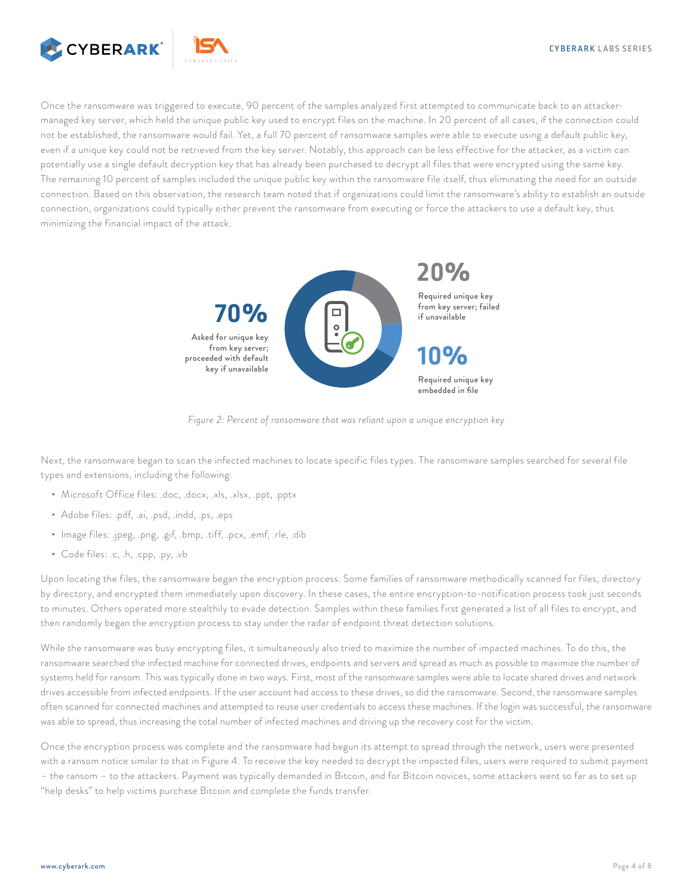Once the ransomware was triggered to execute, 90 percent of the samples analyzed first attempted to communicate back to an attacker-managed key server, which held the unique public key used to encrypt files on the machine. In 20 percent of all cases, if the connection could not be established, the ransomware would fail. Yet, a full 70 percent of ransomware samples were able to execute using a default public key, even if a unique key could not be retrieved from the key server. Notably, this approach can be less effective for the attacker, as a victim can potentially use a single default decryption key that has already been purchased to decrypt all files that were encrypted using the same key. The remaining 10 percent of samples included the unique public key within the ransomware file itself, thus eliminating the need for an outside connection. Based on this observation, the research team noted that if organizations could limit the ransomware's ability to establish an outside connection, organizations could typically either prevent the ransomware from executing or force the attackers to use a default key, thus minimizing the financial impact of the attack.

**70%** Asked for unique key from key server; proceeded with default key if unavailable

**20%** Required unique key from key server; failed if unavailable

**10%** Required unique key embedded in file

*Figure 2: Percent of ransomware that was reliant upon a unique encryption key*

Next, the ransomware began to scan the infected machines to locate specific files types. The ransomware samples searched for several file types and extensions, including the following:

- Microsoft Office files: .doc, .docx, .xls, .xlsx, .ppt, .pptx
- Adobe files: .pdf, .ai, .psd, .indd, .ps, .eps
- Image files: .jpeg, .png, .gif, .bmp, .tiff, .pcx, .emf, .rle, .dib
- Code files: .c, .h, .cpp, .py, .vb

Upon locating the files, the ransomware began the encryption process. Some families of ransomware methodically scanned for files, directory by directory, and encrypted them immediately upon discovery. In these cases, the entire encryption-to-notification process took just seconds to minutes. Others operated more stealthily to evade detection. Samples within these families first generated a list of all files to encrypt, and then randomly began the encryption process to stay under the radar of endpoint threat detection solutions.

While the ransomware was busy encrypting files, it simultaneously also tried to maximize the number of impacted machines. To do this, the ransomware searched the infected machine for connected drives, endpoints and servers and spread as much as possible to maximize the number of systems held for ransom. This was typically done in two ways. First, most of the ransomware samples were able to locate shared drives and network drives accessible from infected endpoints. If the user account had access to these drives, so did the ransomware. Second, the ransomware samples often scanned for connected machines and attempted to reuse user credentials to access these machines. If the login was successful, the ransomware was able to spread, thus increasing the total number of infected machines and driving up the recovery cost for the victim.

Once the encryption process was complete and the ransomware had begun its attempt to spread through the network, users were presented with a ransom notice similar to that in Figure 4. To receive the key needed to decrypt the impacted files, users were required to submit payment – the ransom – to the attackers. Payment was typically demanded in Bitcoin, and for Bitcoin novices, some attackers went so far as to set up "help desks" to help victims purchase Bitcoin and complete the funds transfer.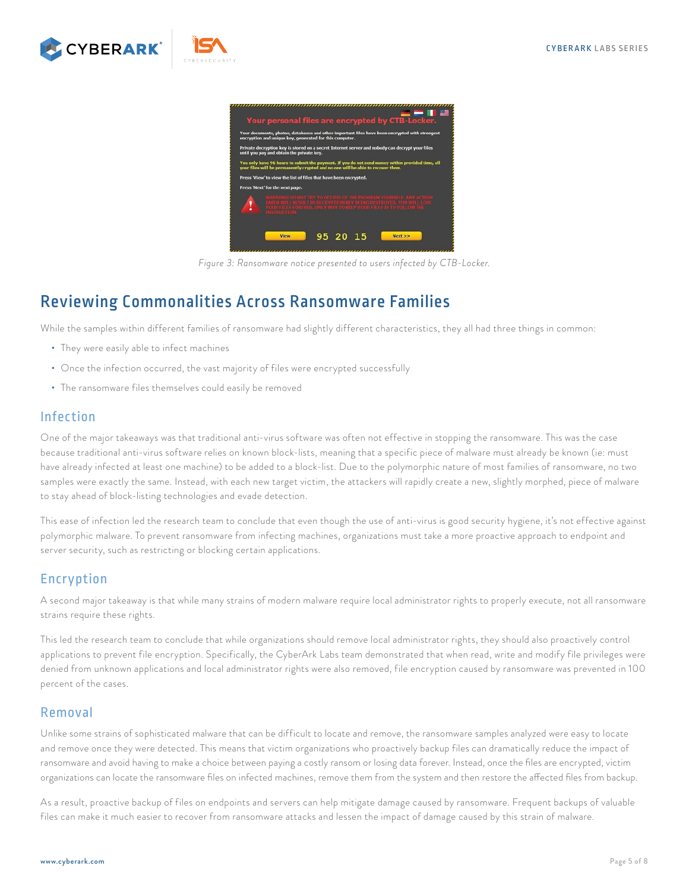Figure 3: Ransomware notice presented to users infected by CTB-Locker.

## Reviewing Commonalities Across Ransomware Families

While the samples within different families of ransomware had slightly different characteristics, they all had three things in common:

- They were easily able to infect machines
- Once the infection occurred, the vast majority of files were encrypted successfully
- The ransomware files themselves could easily be removed

### Infection

One of the major takeaways was that traditional anti-virus software was often not effective in stopping the ransomware. This was the case because traditional anti-virus software relies on known block-lists, meaning that a specific piece of malware must already be known (ie: must have already infected at least one machine) to be added to a block-list. Due to the polymorphic nature of most families of ransomware, no two samples were exactly the same. Instead, with each new target victim, the attackers will rapidly create a new, slightly morphed, piece of malware to stay ahead of block-listing technologies and evade detection.

This ease of infection led the research team to conclude that even though the use of anti-virus is good security hygiene, it's not effective against polymorphic malware. To prevent ransomware from infecting machines, organizations must take a more proactive approach to endpoint and server security, such as restricting or blocking certain applications.

### Encryption

A second major takeaway is that while many strains of modern malware require local administrator rights to properly execute, not all ransomware strains require these rights.

This led the research team to conclude that while organizations should remove local administrator rights, they should also proactively control applications to prevent file encryption. Specifically, the CyberArk Labs team demonstrated that when read, write and modify file privileges were denied from unknown applications and local administrator rights were also removed, file encryption caused by ransomware was prevented in 100 percent of the cases.

### Removal

Unlike some strains of sophisticated malware that can be difficult to locate and remove, the ransomware samples analyzed were easy to locate and remove once they were detected. This means that victim organizations who proactively backup files can dramatically reduce the impact of ransomware and avoid having to make a choice between paying a costly ransom or losing data forever. Instead, once the files are encrypted, victim organizations can locate the ransomware files on infected machines, remove them from the system and then restore the affected files from backup.

As a result, proactive backup of files on endpoints and servers can help mitigate damage caused by ransomware. Frequent backups of valuable files can make it much easier to recover from ransomware attacks and lessen the impact of damage caused by this strain of malware.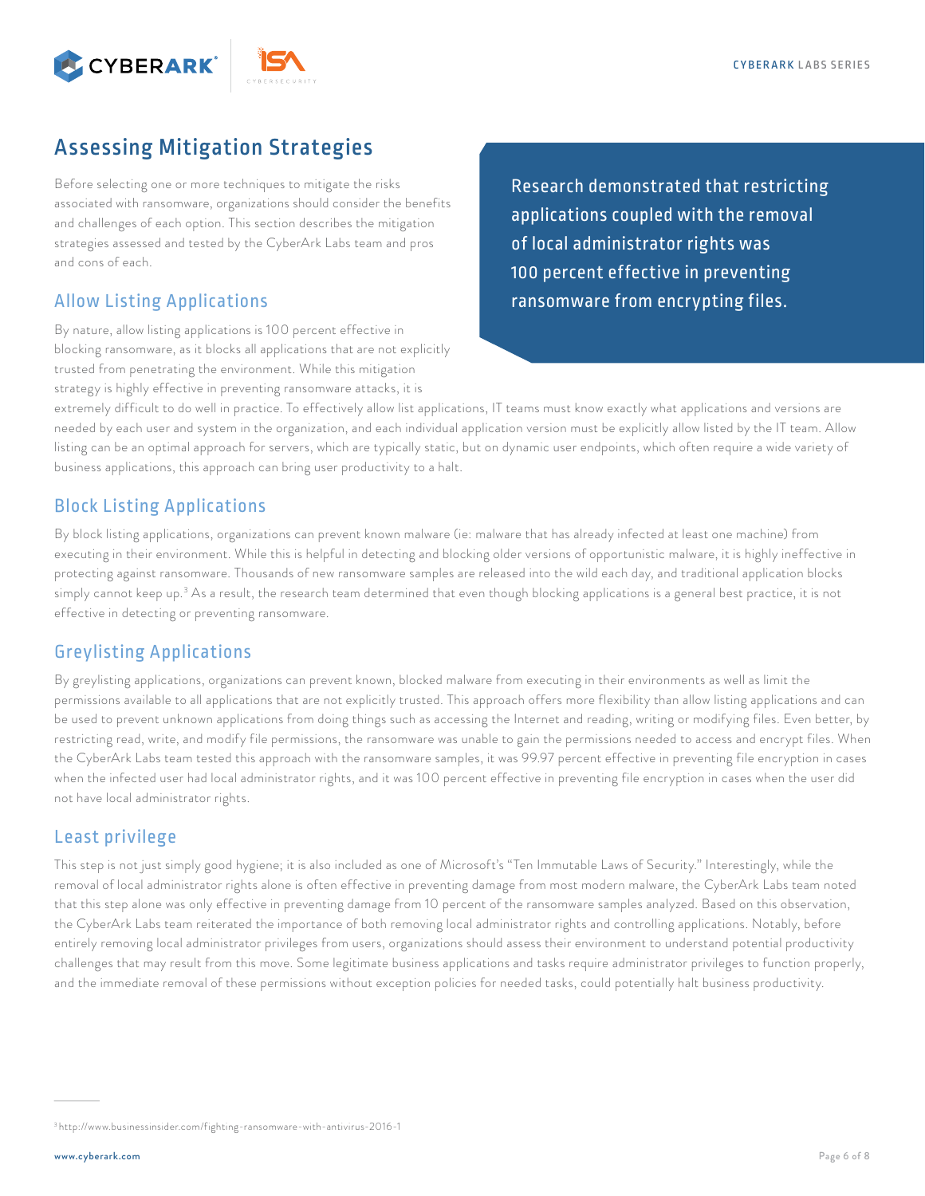## Assessing Mitigation Strategies

Before selecting one or more techniques to mitigate the risks associated with ransomware, organizations should consider the benefits and challenges of each option. This section describes the mitigation strategies assessed and tested by the CyberArk Labs team and pros and cons of each.

> Research demonstrated that restricting applications coupled with the removal of local administrator rights was 100 percent effective in preventing ransomware from encrypting files.

### Allow Listing Applications

By nature, allow listing applications is 100 percent effective in blocking ransomware, as it blocks all applications that are not explicitly trusted from penetrating the environment. While this mitigation strategy is highly effective in preventing ransomware attacks, it is extremely difficult to do well in practice. To effectively allow list applications, IT teams must know exactly what applications and versions are needed by each user and system in the organization, and each individual application version must be explicitly allow listed by the IT team. Allow listing can be an optimal approach for servers, which are typically static, but on dynamic user endpoints, which often require a wide variety of business applications, this approach can bring user productivity to a halt.

### Block Listing Applications

By block listing applications, organizations can prevent known malware (ie: malware that has already infected at least one machine) from executing in their environment. While this is helpful in detecting and blocking older versions of opportunistic malware, it is highly ineffective in protecting against ransomware. Thousands of new ransomware samples are released into the wild each day, and traditional application blocks simply cannot keep up.[3] As a result, the research team determined that even though blocking applications is a general best practice, it is not effective in detecting or preventing ransomware.

### Greylisting Applications

By greylisting applications, organizations can prevent known, blocked malware from executing in their environments as well as limit the permissions available to all applications that are not explicitly trusted. This approach offers more flexibility than allow listing applications and can be used to prevent unknown applications from doing things such as accessing the Internet and reading, writing or modifying files. Even better, by restricting read, write, and modify file permissions, the ransomware was unable to gain the permissions needed to access and encrypt files. When the CyberArk Labs team tested this approach with the ransomware samples, it was 99.97 percent effective in preventing file encryption in cases when the infected user had local administrator rights, and it was 100 percent effective in preventing file encryption in cases when the user did not have local administrator rights.

### Least privilege

This step is not just simply good hygiene; it is also included as one of Microsoft's "Ten Immutable Laws of Security." Interestingly, while the removal of local administrator rights alone is often effective in preventing damage from most modern malware, the CyberArk Labs team noted that this step alone was only effective in preventing damage from 10 percent of the ransomware samples analyzed. Based on this observation, the CyberArk Labs team reiterated the importance of both removing local administrator rights and controlling applications. Notably, before entirely removing local administrator privileges from users, organizations should assess their environment to understand potential productivity challenges that may result from this move. Some legitimate business applications and tasks require administrator privileges to function properly, and the immediate removal of these permissions without exception policies for needed tasks, could potentially halt business productivity.

---

[3] http://www.businessinsider.com/fighting-ransomware-with-antivirus-2016-1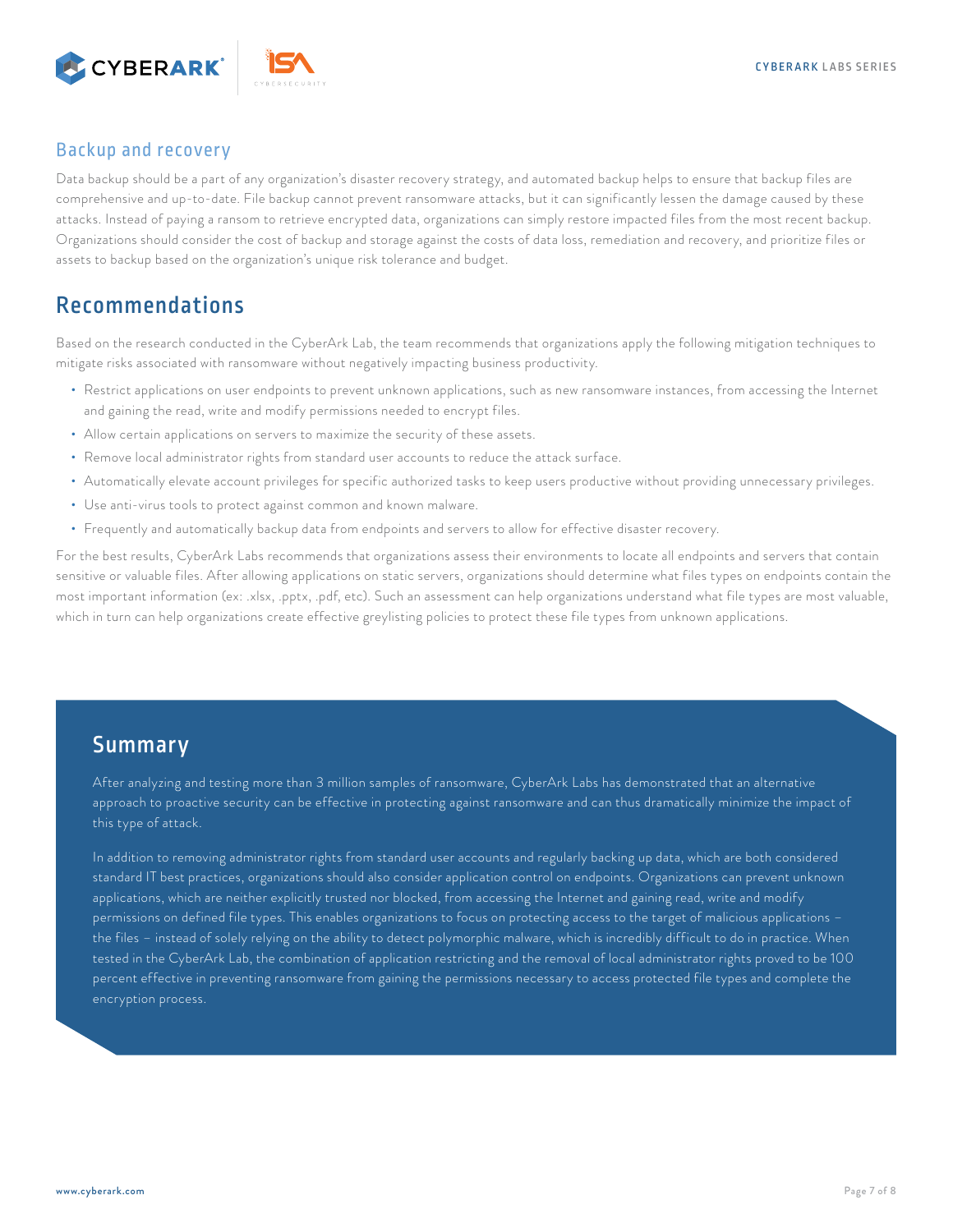### Backup and recovery

Data backup should be a part of any organization's disaster recovery strategy, and automated backup helps to ensure that backup files are comprehensive and up-to-date. File backup cannot prevent ransomware attacks, but it can significantly lessen the damage caused by these attacks. Instead of paying a ransom to retrieve encrypted data, organizations can simply restore impacted files from the most recent backup. Organizations should consider the cost of backup and storage against the costs of data loss, remediation and recovery, and prioritize files or assets to backup based on the organization's unique risk tolerance and budget.

## Recommendations

Based on the research conducted in the CyberArk Lab, the team recommends that organizations apply the following mitigation techniques to mitigate risks associated with ransomware without negatively impacting business productivity.

- Restrict applications on user endpoints to prevent unknown applications, such as new ransomware instances, from accessing the Internet and gaining the read, write and modify permissions needed to encrypt files.
- Allow certain applications on servers to maximize the security of these assets.
- Remove local administrator rights from standard user accounts to reduce the attack surface.
- Automatically elevate account privileges for specific authorized tasks to keep users productive without providing unnecessary privileges.
- Use anti-virus tools to protect against common and known malware.
- Frequently and automatically backup data from endpoints and servers to allow for effective disaster recovery.

For the best results, CyberArk Labs recommends that organizations assess their environments to locate all endpoints and servers that contain sensitive or valuable files. After allowing applications on static servers, organizations should determine what files types on endpoints contain the most important information (ex: .xlsx, .pptx, .pdf, etc). Such an assessment can help organizations understand what file types are most valuable, which in turn can help organizations create effective greylisting policies to protect these file types from unknown applications.

## Summary

After analyzing and testing more than 3 million samples of ransomware, CyberArk Labs has demonstrated that an alternative approach to proactive security can be effective in protecting against ransomware and can thus dramatically minimize the impact of this type of attack.

In addition to removing administrator rights from standard user accounts and regularly backing up data, which are both considered standard IT best practices, organizations should also consider application control on endpoints. Organizations can prevent unknown applications, which are neither explicitly trusted nor blocked, from accessing the Internet and gaining read, write and modify permissions on defined file types. This enables organizations to focus on protecting access to the target of malicious applications – the files – instead of solely relying on the ability to detect polymorphic malware, which is incredibly difficult to do in practice. When tested in the CyberArk Lab, the combination of application restricting and the removal of local administrator rights proved to be 100 percent effective in preventing ransomware from gaining the permissions necessary to access protected file types and complete the encryption process.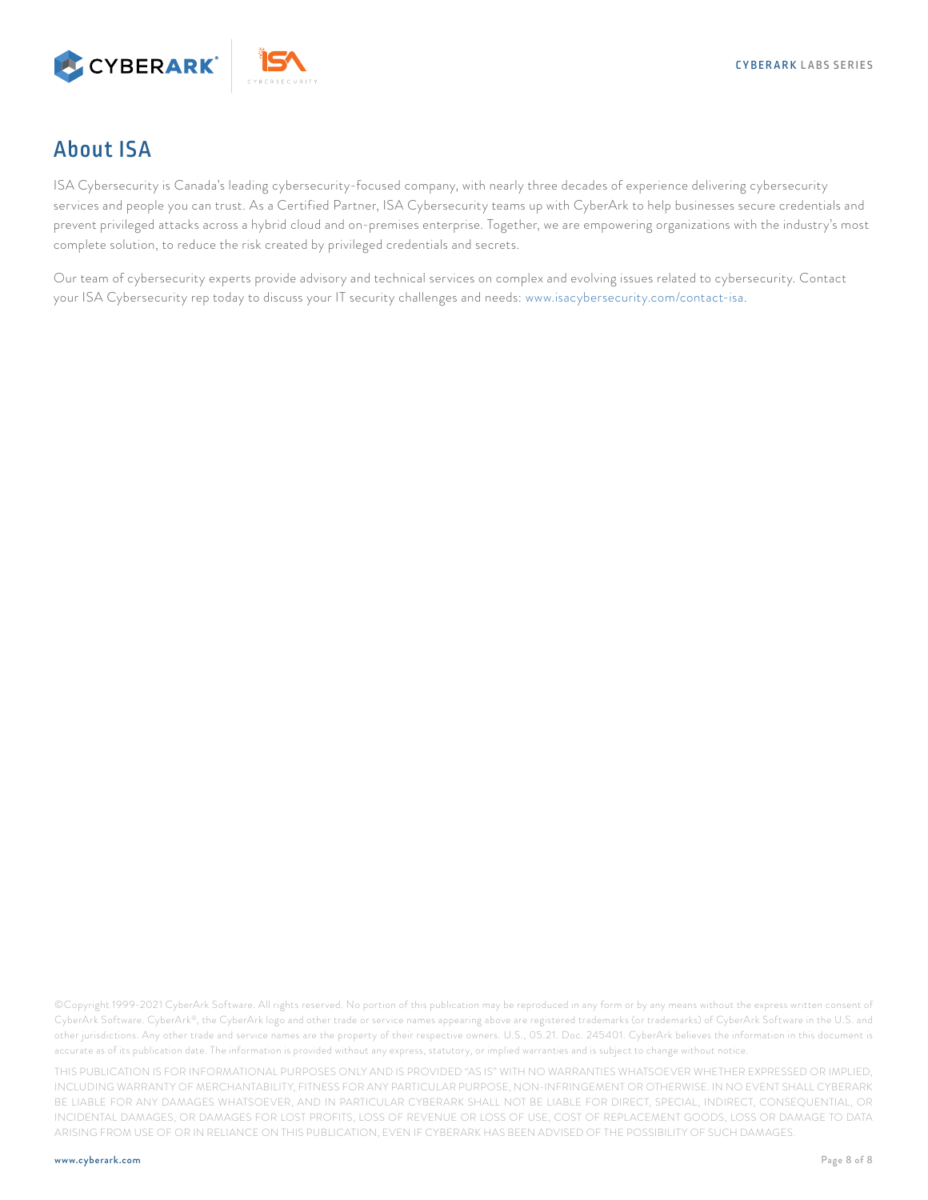## About ISA

ISA Cybersecurity is Canada's leading cybersecurity-focused company, with nearly three decades of experience delivering cybersecurity services and people you can trust. As a Certified Partner, ISA Cybersecurity teams up with CyberArk to help businesses secure credentials and prevent privileged attacks across a hybrid cloud and on-premises enterprise. Together, we are empowering organizations with the industry's most complete solution, to reduce the risk created by privileged credentials and secrets.

Our team of cybersecurity experts provide advisory and technical services on complex and evolving issues related to cybersecurity. Contact your ISA Cybersecurity rep today to discuss your IT security challenges and needs: www.isacybersecurity.com/contact-isa.

©Copyright 1999-2021 CyberArk Software. All rights reserved. No portion of this publication may be reproduced in any form or by any means without the express written consent of CyberArk Software. CyberArk®, the CyberArk logo and other trade or service names appearing above are registered trademarks (or trademarks) of CyberArk Software in the U.S. and other jurisdictions. Any other trade and service names are the property of their respective owners. U.S., 05.21. Doc. 245401. CyberArk believes the information in this document is accurate as of its publication date. The information is provided without any express, statutory, or implied warranties and is subject to change without notice.

THIS PUBLICATION IS FOR INFORMATIONAL PURPOSES ONLY AND IS PROVIDED "AS IS" WITH NO WARRANTIES WHATSOEVER WHETHER EXPRESSED OR IMPLIED, INCLUDING WARRANTY OF MERCHANTABILITY, FITNESS FOR ANY PARTICULAR PURPOSE, NON-INFRINGEMENT OR OTHERWISE. IN NO EVENT SHALL CYBERARK BE LIABLE FOR ANY DAMAGES WHATSOEVER, AND IN PARTICULAR CYBERARK SHALL NOT BE LIABLE FOR DIRECT, SPECIAL, INDIRECT, CONSEQUENTIAL, OR INCIDENTAL DAMAGES, OR DAMAGES FOR LOST PROFITS, LOSS OF REVENUE OR LOSS OF USE, COST OF REPLACEMENT GOODS, LOSS OR DAMAGE TO DATA ARISING FROM USE OF OR IN RELIANCE ON THIS PUBLICATION, EVEN IF CYBERARK HAS BEEN ADVISED OF THE POSSIBILITY OF SUCH DAMAGES.